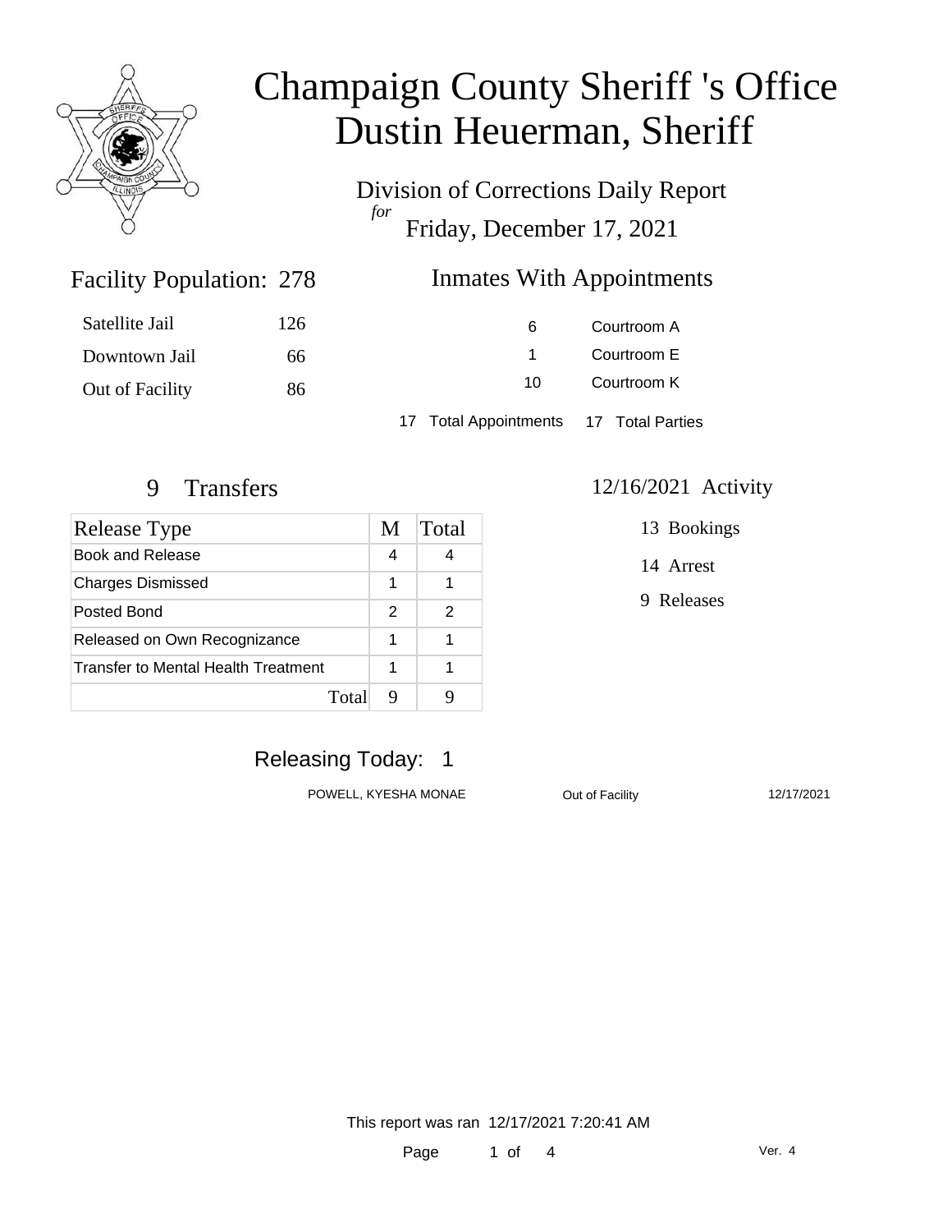# Champaign County Sheriff 's Office
# Dustin Heuerman, Sheriff

Division of Corrections Daily Report
*for*
Friday, December 17, 2021

## Facility Population: 278

| | |
|---|---|
| Satellite Jail | 126 |
| Downtown Jail | 66 |
| Out of Facility | 86 |

## Inmates With Appointments

| | |
|---|---|
| 6 | Courtroom A |
| 1 | Courtroom E |
| 10 | Courtroom K |

17 Total Appointments    17 Total Parties

## 9 Transfers

| Release Type | M | Total |
|---|---|---|
| Book and Release | 4 | 4 |
| Charges Dismissed | 1 | 1 |
| Posted Bond | 2 | 2 |
| Released on Own Recognizance | 1 | 1 |
| Transfer to Mental Health Treatment | 1 | 1 |
| Total | 9 | 9 |

## 12/16/2021 Activity

13 Bookings

14 Arrest

9 Releases

## Releasing Today: 1

| | | |
|---|---|---|
| POWELL, KYESHA MONAE | Out of Facility | 12/17/2021 |

This report was ran 12/17/2021 7:20:41 AM

Ver. 4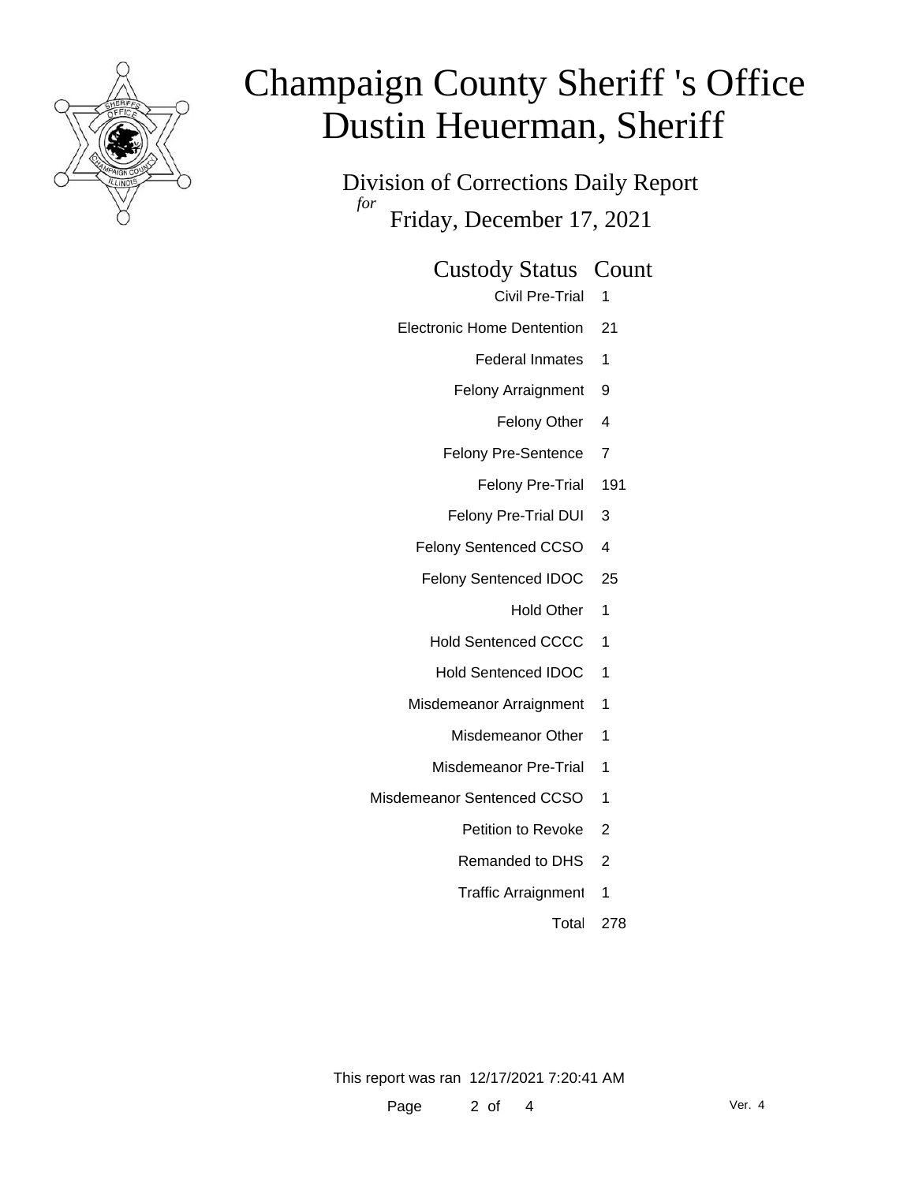# Champaign County Sheriff 's Office
# Dustin Heuerman, Sheriff

## Division of Corrections Daily Report

*for*

## Friday, December 17, 2021

| Custody Status | Count |
|---|---|
| Civil Pre-Trial | 1 |
| Electronic Home Dentention | 21 |
| Federal Inmates | 1 |
| Felony Arraignment | 9 |
| Felony Other | 4 |
| Felony Pre-Sentence | 7 |
| Felony Pre-Trial | 191 |
| Felony Pre-Trial DUI | 3 |
| Felony Sentenced CCSO | 4 |
| Felony Sentenced IDOC | 25 |
| Hold Other | 1 |
| Hold Sentenced CCCC | 1 |
| Hold Sentenced IDOC | 1 |
| Misdemeanor Arraignment | 1 |
| Misdemeanor Other | 1 |
| Misdemeanor Pre-Trial | 1 |
| Misdemeanor Sentenced CCSO | 1 |
| Petition to Revoke | 2 |
| Remanded to DHS | 2 |
| Traffic Arraignment | 1 |
| Total | 278 |

This report was ran 12/17/2021 7:20:41 AM

Ver. 4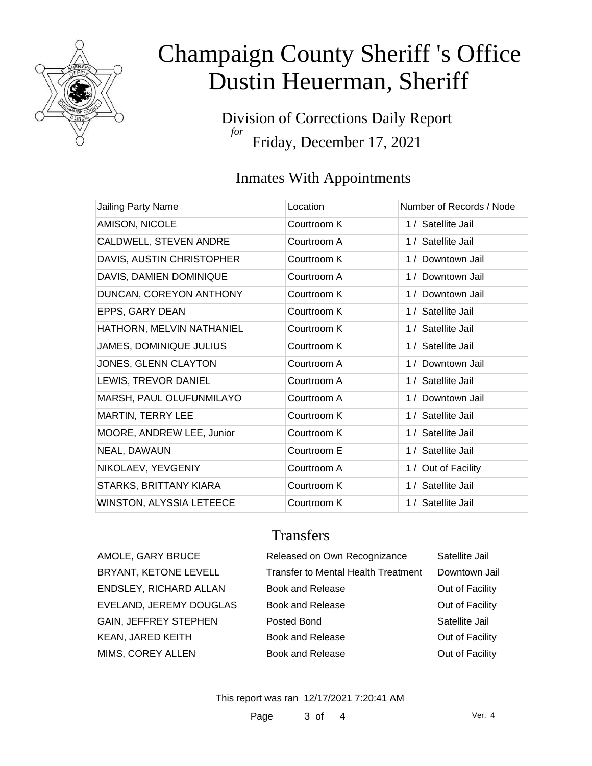# Champaign County Sheriff 's Office
# Dustin Heuerman, Sheriff

Division of Corrections Daily Report
*for*
Friday, December 17, 2021

## Inmates With Appointments

| Jailing Party Name | Location | Number of Records / Node |
|---|---|---|
| AMISON, NICOLE | Courtroom K | 1 / Satellite Jail |
| CALDWELL, STEVEN ANDRE | Courtroom A | 1 / Satellite Jail |
| DAVIS, AUSTIN CHRISTOPHER | Courtroom K | 1 / Downtown Jail |
| DAVIS, DAMIEN DOMINIQUE | Courtroom A | 1 / Downtown Jail |
| DUNCAN, COREYON ANTHONY | Courtroom K | 1 / Downtown Jail |
| EPPS, GARY DEAN | Courtroom K | 1 / Satellite Jail |
| HATHORN, MELVIN NATHANIEL | Courtroom K | 1 / Satellite Jail |
| JAMES, DOMINIQUE JULIUS | Courtroom K | 1 / Satellite Jail |
| JONES, GLENN CLAYTON | Courtroom A | 1 / Downtown Jail |
| LEWIS, TREVOR DANIEL | Courtroom A | 1 / Satellite Jail |
| MARSH, PAUL OLUFUNMILAYO | Courtroom A | 1 / Downtown Jail |
| MARTIN, TERRY LEE | Courtroom K | 1 / Satellite Jail |
| MOORE, ANDREW LEE, Junior | Courtroom K | 1 / Satellite Jail |
| NEAL, DAWAUN | Courtroom E | 1 / Satellite Jail |
| NIKOLAEV, YEVGENIY | Courtroom A | 1 / Out of Facility |
| STARKS, BRITTANY KIARA | Courtroom K | 1 / Satellite Jail |
| WINSTON, ALYSSIA LETEECE | Courtroom K | 1 / Satellite Jail |

## Transfers

| | | |
|---|---|---|
| AMOLE, GARY BRUCE | Released on Own Recognizance | Satellite Jail |
| BRYANT, KETONE LEVELL | Transfer to Mental Health Treatment | Downtown Jail |
| ENDSLEY, RICHARD ALLAN | Book and Release | Out of Facility |
| EVELAND, JEREMY DOUGLAS | Book and Release | Out of Facility |
| GAIN, JEFFREY STEPHEN | Posted Bond | Satellite Jail |
| KEAN, JARED KEITH | Book and Release | Out of Facility |
| MIMS, COREY ALLEN | Book and Release | Out of Facility |

This report was ran 12/17/2021 7:20:41 AM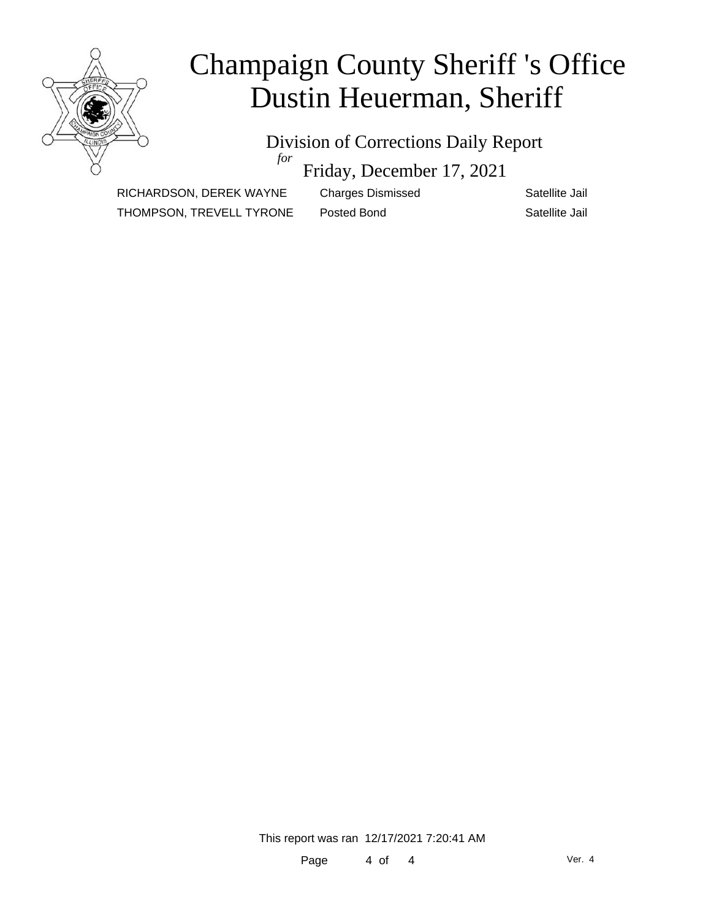# Champaign County Sheriff 's Office
# Dustin Heuerman, Sheriff

Division of Corrections Daily Report

*for*

Friday, December 17, 2021

| | | |
|---|---|---|
| RICHARDSON, DEREK WAYNE | Charges Dismissed | Satellite Jail |
| THOMPSON, TREVELL TYRONE | Posted Bond | Satellite Jail |

This report was ran 12/17/2021 7:20:41 AM

Ver. 4